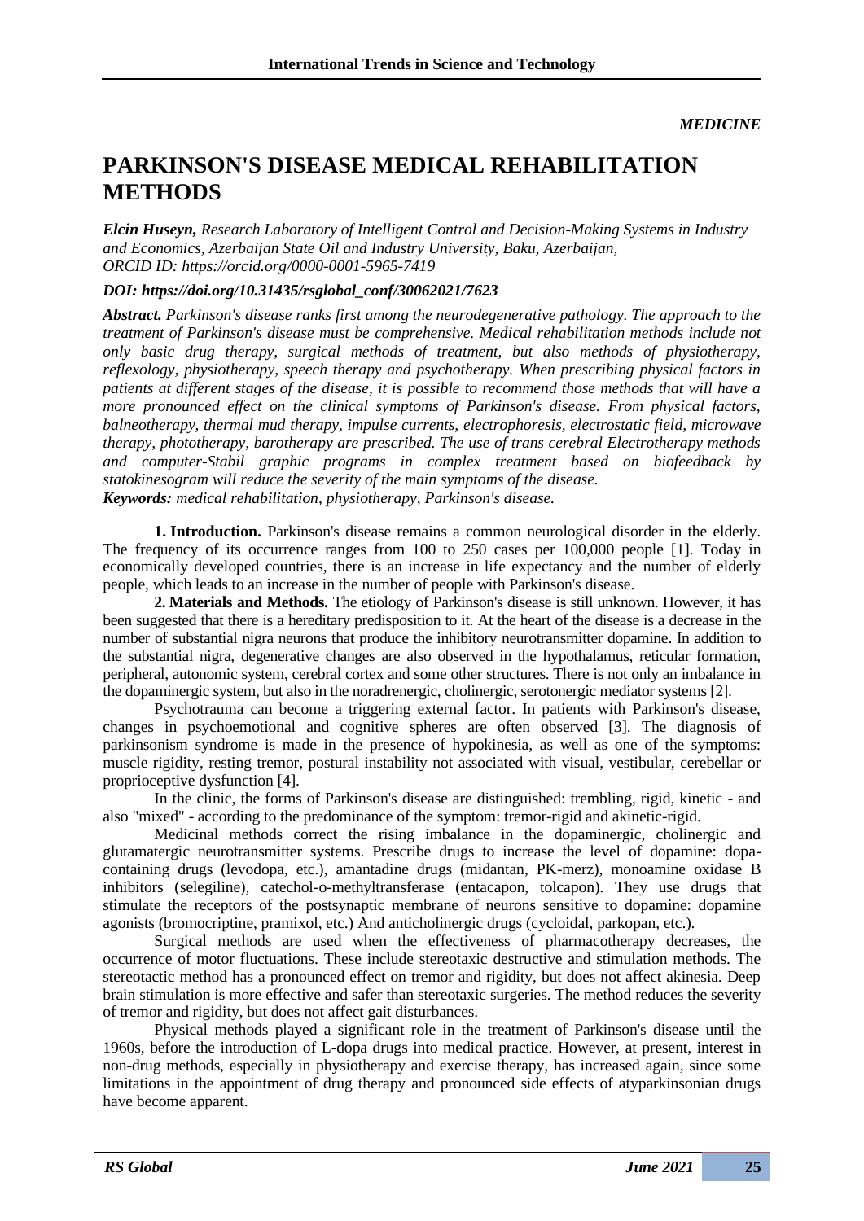*MEDICINE*

# PARKINSON'S DISEASE MEDICAL REHABILITATION METHODS

***Elcin Huseyn,** Research Laboratory of Intelligent Control and Decision-Making Systems in Industry and Economics, Azerbaijan State Oil and Industry University, Baku, Azerbaijan, ORCID ID: https://orcid.org/0000-0001-5965-7419*

***DOI: https://doi.org/10.31435/rsglobal_conf/30062021/7623***

***Abstract.** Parkinson's disease ranks first among the neurodegenerative pathology. The approach to the treatment of Parkinson's disease must be comprehensive. Medical rehabilitation methods include not only basic drug therapy, surgical methods of treatment, but also methods of physiotherapy, reflexology, physiotherapy, speech therapy and psychotherapy. When prescribing physical factors in patients at different stages of the disease, it is possible to recommend those methods that will have a more pronounced effect on the clinical symptoms of Parkinson's disease. From physical factors, balneotherapy, thermal mud therapy, impulse currents, electrophoresis, electrostatic field, microwave therapy, phototherapy, barotherapy are prescribed. The use of trans cerebral Electrotherapy methods and computer-Stabil graphic programs in complex treatment based on biofeedback by statokinesogram will reduce the severity of the main symptoms of the disease.*

***Keywords:** medical rehabilitation, physiotherapy, Parkinson's disease.*

**1. Introduction.** Parkinson's disease remains a common neurological disorder in the elderly. The frequency of its occurrence ranges from 100 to 250 cases per 100,000 people [1]. Today in economically developed countries, there is an increase in life expectancy and the number of elderly people, which leads to an increase in the number of people with Parkinson's disease.

**2. Materials and Methods.** The etiology of Parkinson's disease is still unknown. However, it has been suggested that there is a hereditary predisposition to it. At the heart of the disease is a decrease in the number of substantial nigra neurons that produce the inhibitory neurotransmitter dopamine. In addition to the substantial nigra, degenerative changes are also observed in the hypothalamus, reticular formation, peripheral, autonomic system, cerebral cortex and some other structures. There is not only an imbalance in the dopaminergic system, but also in the noradrenergic, cholinergic, serotonergic mediator systems [2].

Psychotrauma can become a triggering external factor. In patients with Parkinson's disease, changes in psychoemotional and cognitive spheres are often observed [3]. The diagnosis of parkinsonism syndrome is made in the presence of hypokinesia, as well as one of the symptoms: muscle rigidity, resting tremor, postural instability not associated with visual, vestibular, cerebellar or proprioceptive dysfunction [4].

In the clinic, the forms of Parkinson's disease are distinguished: trembling, rigid, kinetic - and also "mixed" - according to the predominance of the symptom: tremor-rigid and akinetic-rigid.

Medicinal methods correct the rising imbalance in the dopaminergic, cholinergic and glutamatergic neurotransmitter systems. Prescribe drugs to increase the level of dopamine: dopa-containing drugs (levodopa, etc.), amantadine drugs (midantan, PK-merz), monoamine oxidase B inhibitors (selegiline), catechol-o-methyltransferase (entacapon, tolcapon). They use drugs that stimulate the receptors of the postsynaptic membrane of neurons sensitive to dopamine: dopamine agonists (bromocriptine, pramixol, etc.) And anticholinergic drugs (cycloidal, parkopan, etc.).

Surgical methods are used when the effectiveness of pharmacotherapy decreases, the occurrence of motor fluctuations. These include stereotaxic destructive and stimulation methods. The stereotactic method has a pronounced effect on tremor and rigidity, but does not affect akinesia. Deep brain stimulation is more effective and safer than stereotaxic surgeries. The method reduces the severity of tremor and rigidity, but does not affect gait disturbances.

Physical methods played a significant role in the treatment of Parkinson's disease until the 1960s, before the introduction of L-dopa drugs into medical practice. However, at present, interest in non-drug methods, especially in physiotherapy and exercise therapy, has increased again, since some limitations in the appointment of drug therapy and pronounced side effects of atyparkinsonian drugs have become apparent.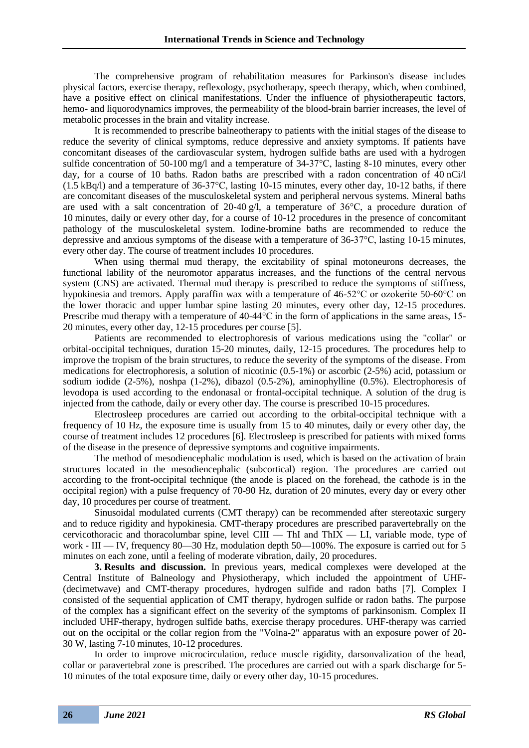The comprehensive program of rehabilitation measures for Parkinson's disease includes physical factors, exercise therapy, reflexology, psychotherapy, speech therapy, which, when combined, have a positive effect on clinical manifestations. Under the influence of physiotherapeutic factors, hemo- and liquorodynamics improves, the permeability of the blood-brain barrier increases, the level of metabolic processes in the brain and vitality increase.

It is recommended to prescribe balneotherapy to patients with the initial stages of the disease to reduce the severity of clinical symptoms, reduce depressive and anxiety symptoms. If patients have concomitant diseases of the cardiovascular system, hydrogen sulfide baths are used with a hydrogen sulfide concentration of 50-100 mg/l and a temperature of 34-37°C, lasting 8-10 minutes, every other day, for a course of 10 baths. Radon baths are prescribed with a radon concentration of 40 nCi/l (1.5 kBq/l) and a temperature of 36-37°C, lasting 10-15 minutes, every other day, 10-12 baths, if there are concomitant diseases of the musculoskeletal system and peripheral nervous systems. Mineral baths are used with a salt concentration of 20-40 g/l, a temperature of 36°C, a procedure duration of 10 minutes, daily or every other day, for a course of 10-12 procedures in the presence of concomitant pathology of the musculoskeletal system. Iodine-bromine baths are recommended to reduce the depressive and anxious symptoms of the disease with a temperature of 36-37°C, lasting 10-15 minutes, every other day. The course of treatment includes 10 procedures.

When using thermal mud therapy, the excitability of spinal motoneurons decreases, the functional lability of the neuromotor apparatus increases, and the functions of the central nervous system (CNS) are activated. Thermal mud therapy is prescribed to reduce the symptoms of stiffness, hypokinesia and tremors. Apply paraffin wax with a temperature of 46-52°C or ozokerite 50-60°C on the lower thoracic and upper lumbar spine lasting 20 minutes, every other day, 12-15 procedures. Prescribe mud therapy with a temperature of 40-44°C in the form of applications in the same areas, 15-20 minutes, every other day, 12-15 procedures per course [5].

Patients are recommended to electrophoresis of various medications using the "collar" or orbital-occipital techniques, duration 15-20 minutes, daily, 12-15 procedures. The procedures help to improve the tropism of the brain structures, to reduce the severity of the symptoms of the disease. From medications for electrophoresis, a solution of nicotinic (0.5-1%) or ascorbic (2-5%) acid, potassium or sodium iodide (2-5%), noshpa (1-2%), dibazol (0.5-2%), aminophylline (0.5%). Electrophoresis of levodopa is used according to the endonasal or frontal-occipital technique. A solution of the drug is injected from the cathode, daily or every other day. The course is prescribed 10-15 procedures.

Electrosleep procedures are carried out according to the orbital-occipital technique with a frequency of 10 Hz, the exposure time is usually from 15 to 40 minutes, daily or every other day, the course of treatment includes 12 procedures [6]. Electrosleep is prescribed for patients with mixed forms of the disease in the presence of depressive symptoms and cognitive impairments.

The method of mesodiencephalic modulation is used, which is based on the activation of brain structures located in the mesodiencephalic (subcortical) region. The procedures are carried out according to the front-occipital technique (the anode is placed on the forehead, the cathode is in the occipital region) with a pulse frequency of 70-90 Hz, duration of 20 minutes, every day or every other day, 10 procedures per course of treatment.

Sinusoidal modulated currents (CMT therapy) can be recommended after stereotaxic surgery and to reduce rigidity and hypokinesia. CMT-therapy procedures are prescribed paravertebrally on the cervicothoracic and thoracolumbar spine, level CIII — ThI and ThIX — LI, variable mode, type of work - III — IV, frequency 80—30 Hz, modulation depth 50—100%. The exposure is carried out for 5 minutes on each zone, until a feeling of moderate vibration, daily, 20 procedures.

**3. Results and discussion.** In previous years, medical complexes were developed at the Central Institute of Balneology and Physiotherapy, which included the appointment of UHF- (decimetwave) and CMT-therapy procedures, hydrogen sulfide and radon baths [7]. Complex I consisted of the sequential application of CMT therapy, hydrogen sulfide or radon baths. The purpose of the complex has a significant effect on the severity of the symptoms of parkinsonism. Complex II included UHF-therapy, hydrogen sulfide baths, exercise therapy procedures. UHF-therapy was carried out on the occipital or the collar region from the "Volna-2" apparatus with an exposure power of 20-30 W, lasting 7-10 minutes, 10-12 procedures.

In order to improve microcirculation, reduce muscle rigidity, darsonvalization of the head, collar or paravertebral zone is prescribed. The procedures are carried out with a spark discharge for 5-10 minutes of the total exposure time, daily or every other day, 10-15 procedures.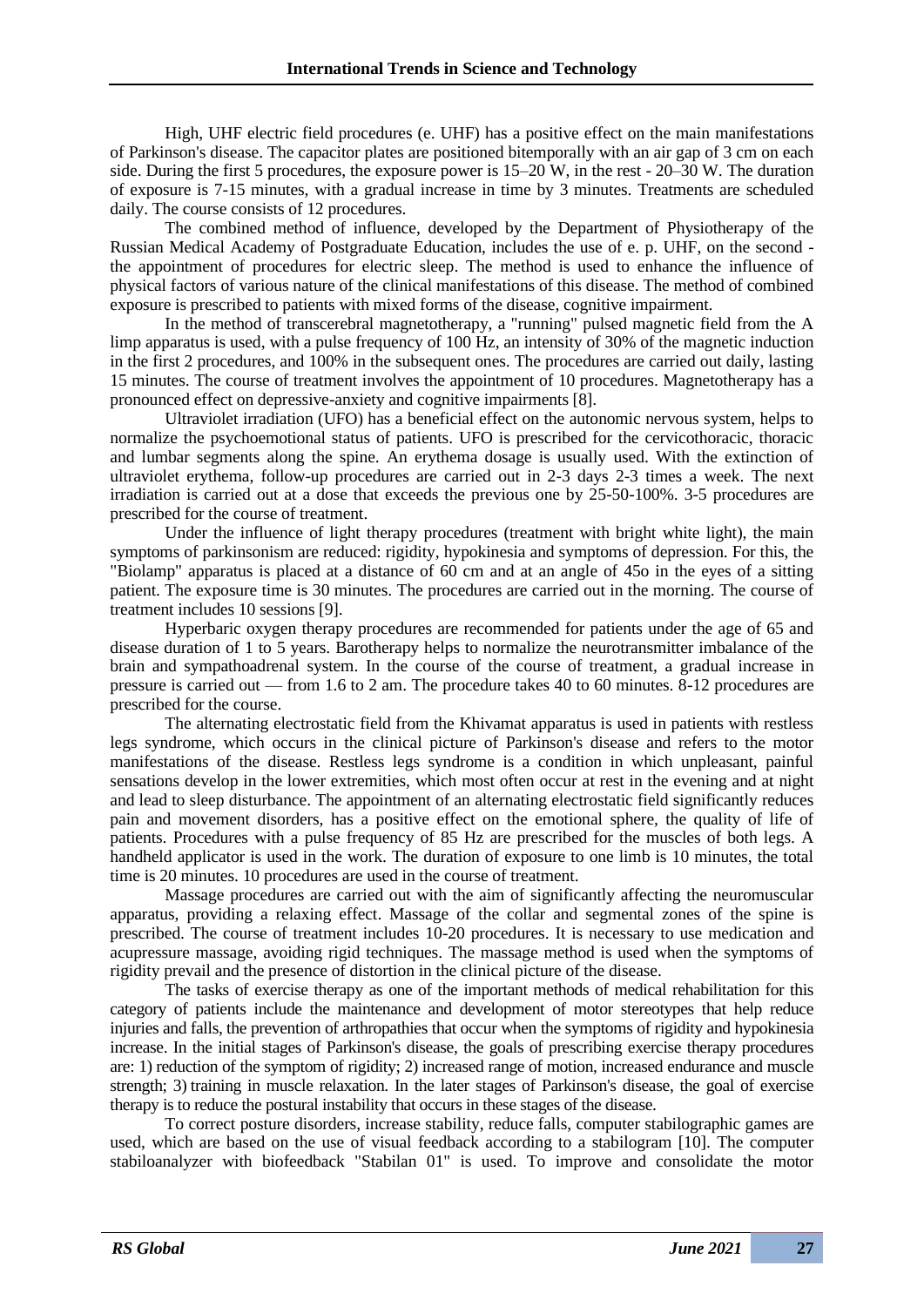High, UHF electric field procedures (e. UHF) has a positive effect on the main manifestations of Parkinson's disease. The capacitor plates are positioned bitemporally with an air gap of 3 cm on each side. During the first 5 procedures, the exposure power is 15–20 W, in the rest - 20–30 W. The duration of exposure is 7-15 minutes, with a gradual increase in time by 3 minutes. Treatments are scheduled daily. The course consists of 12 procedures.

The combined method of influence, developed by the Department of Physiotherapy of the Russian Medical Academy of Postgraduate Education, includes the use of e. p. UHF, on the second - the appointment of procedures for electric sleep. The method is used to enhance the influence of physical factors of various nature of the clinical manifestations of this disease. The method of combined exposure is prescribed to patients with mixed forms of the disease, cognitive impairment.

In the method of transcerebral magnetotherapy, a "running" pulsed magnetic field from the A limp apparatus is used, with a pulse frequency of 100 Hz, an intensity of 30% of the magnetic induction in the first 2 procedures, and 100% in the subsequent ones. The procedures are carried out daily, lasting 15 minutes. The course of treatment involves the appointment of 10 procedures. Magnetotherapy has a pronounced effect on depressive-anxiety and cognitive impairments [8].

Ultraviolet irradiation (UFO) has a beneficial effect on the autonomic nervous system, helps to normalize the psychoemotional status of patients. UFO is prescribed for the cervicothoracic, thoracic and lumbar segments along the spine. An erythema dosage is usually used. With the extinction of ultraviolet erythema, follow-up procedures are carried out in 2-3 days 2-3 times a week. The next irradiation is carried out at a dose that exceeds the previous one by 25-50-100%. 3-5 procedures are prescribed for the course of treatment.

Under the influence of light therapy procedures (treatment with bright white light), the main symptoms of parkinsonism are reduced: rigidity, hypokinesia and symptoms of depression. For this, the "Biolamp" apparatus is placed at a distance of 60 cm and at an angle of 45o in the eyes of a sitting patient. The exposure time is 30 minutes. The procedures are carried out in the morning. The course of treatment includes 10 sessions [9].

Hyperbaric oxygen therapy procedures are recommended for patients under the age of 65 and disease duration of 1 to 5 years. Barotherapy helps to normalize the neurotransmitter imbalance of the brain and sympathoadrenal system. In the course of the course of treatment, a gradual increase in pressure is carried out — from 1.6 to 2 am. The procedure takes 40 to 60 minutes. 8-12 procedures are prescribed for the course.

The alternating electrostatic field from the Khivamat apparatus is used in patients with restless legs syndrome, which occurs in the clinical picture of Parkinson's disease and refers to the motor manifestations of the disease. Restless legs syndrome is a condition in which unpleasant, painful sensations develop in the lower extremities, which most often occur at rest in the evening and at night and lead to sleep disturbance. The appointment of an alternating electrostatic field significantly reduces pain and movement disorders, has a positive effect on the emotional sphere, the quality of life of patients. Procedures with a pulse frequency of 85 Hz are prescribed for the muscles of both legs. A handheld applicator is used in the work. The duration of exposure to one limb is 10 minutes, the total time is 20 minutes. 10 procedures are used in the course of treatment.

Massage procedures are carried out with the aim of significantly affecting the neuromuscular apparatus, providing a relaxing effect. Massage of the collar and segmental zones of the spine is prescribed. The course of treatment includes 10-20 procedures. It is necessary to use medication and acupressure massage, avoiding rigid techniques. The massage method is used when the symptoms of rigidity prevail and the presence of distortion in the clinical picture of the disease.

The tasks of exercise therapy as one of the important methods of medical rehabilitation for this category of patients include the maintenance and development of motor stereotypes that help reduce injuries and falls, the prevention of arthropathies that occur when the symptoms of rigidity and hypokinesia increase. In the initial stages of Parkinson's disease, the goals of prescribing exercise therapy procedures are: 1) reduction of the symptom of rigidity; 2) increased range of motion, increased endurance and muscle strength; 3) training in muscle relaxation. In the later stages of Parkinson's disease, the goal of exercise therapy is to reduce the postural instability that occurs in these stages of the disease.

To correct posture disorders, increase stability, reduce falls, computer stabilographic games are used, which are based on the use of visual feedback according to a stabilogram [10]. The computer stabiloanalyzer with biofeedback "Stabilan 01" is used. To improve and consolidate the motor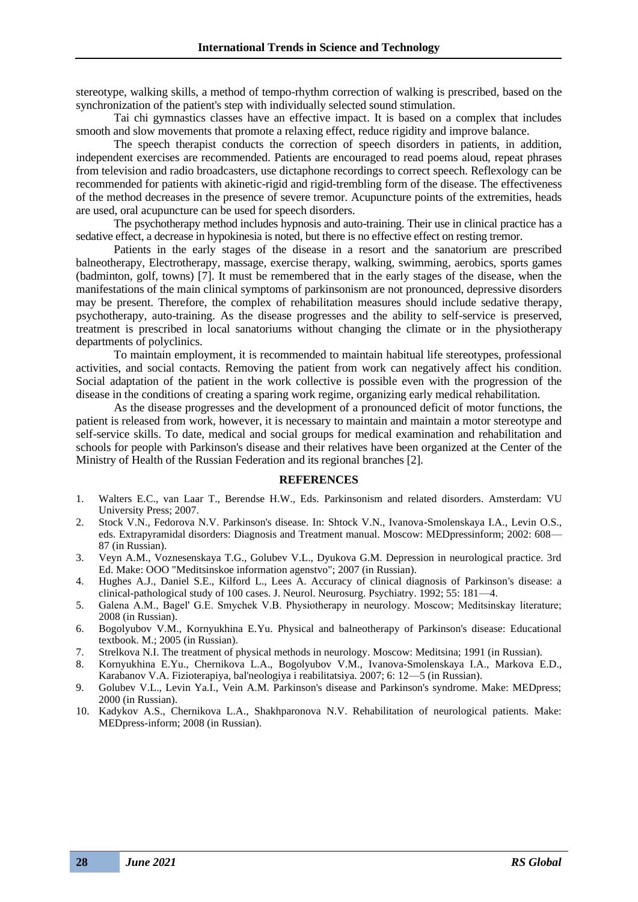stereotype, walking skills, a method of tempo-rhythm correction of walking is prescribed, based on the synchronization of the patient's step with individually selected sound stimulation.

Tai chi gymnastics classes have an effective impact. It is based on a complex that includes smooth and slow movements that promote a relaxing effect, reduce rigidity and improve balance.

The speech therapist conducts the correction of speech disorders in patients, in addition, independent exercises are recommended. Patients are encouraged to read poems aloud, repeat phrases from television and radio broadcasters, use dictaphone recordings to correct speech. Reflexology can be recommended for patients with akinetic-rigid and rigid-trembling form of the disease. The effectiveness of the method decreases in the presence of severe tremor. Acupuncture points of the extremities, heads are used, oral acupuncture can be used for speech disorders.

The psychotherapy method includes hypnosis and auto-training. Their use in clinical practice has a sedative effect, a decrease in hypokinesia is noted, but there is no effective effect on resting tremor.

Patients in the early stages of the disease in a resort and the sanatorium are prescribed balneotherapy, Electrotherapy, massage, exercise therapy, walking, swimming, aerobics, sports games (badminton, golf, towns) [7]. It must be remembered that in the early stages of the disease, when the manifestations of the main clinical symptoms of parkinsonism are not pronounced, depressive disorders may be present. Therefore, the complex of rehabilitation measures should include sedative therapy, psychotherapy, auto-training. As the disease progresses and the ability to self-service is preserved, treatment is prescribed in local sanatoriums without changing the climate or in the physiotherapy departments of polyclinics.

To maintain employment, it is recommended to maintain habitual life stereotypes, professional activities, and social contacts. Removing the patient from work can negatively affect his condition. Social adaptation of the patient in the work collective is possible even with the progression of the disease in the conditions of creating a sparing work regime, organizing early medical rehabilitation.

As the disease progresses and the development of a pronounced deficit of motor functions, the patient is released from work, however, it is necessary to maintain and maintain a motor stereotype and self-service skills. To date, medical and social groups for medical examination and rehabilitation and schools for people with Parkinson's disease and their relatives have been organized at the Center of the Ministry of Health of the Russian Federation and its regional branches [2].

## REFERENCES

1. Walters E.C., van Laar T., Berendse H.W., Eds. Parkinsonism and related disorders. Amsterdam: VU University Press; 2007.
2. Stock V.N., Fedorova N.V. Parkinson's disease. In: Shtock V.N., Ivanova-Smolenskaya I.A., Levin O.S., eds. Extrapyramidal disorders: Diagnosis and Treatment manual. Moscow: MEDpressinform; 2002: 608—87 (in Russian).
3. Veyn A.M., Voznesenskaya T.G., Golubev V.L., Dyukova G.M. Depression in neurological practice. 3rd Ed. Make: OOO "Meditsinskoe information agenstvo"; 2007 (in Russian).
4. Hughes A.J., Daniel S.E., Kilford L., Lees A. Accuracy of clinical diagnosis of Parkinson's disease: a clinical-pathological study of 100 cases. J. Neurol. Neurosurg. Psychiatry. 1992; 55: 181—4.
5. Galena A.M., Bagel' G.E. Smychek V.B. Physiotherapy in neurology. Moscow; Meditsinskay literature; 2008 (in Russian).
6. Bogolyubov V.M., Kornyukhina E.Yu. Physical and balneotherapy of Parkinson's disease: Educational textbook. M.; 2005 (in Russian).
7. Strelkova N.I. The treatment of physical methods in neurology. Moscow: Meditsina; 1991 (in Russian).
8. Kornyukhina E.Yu., Chernikova L.A., Bogolyubov V.M., Ivanova-Smolenskaya I.A., Markova E.D., Karabanov V.A. Fizioterapiya, bal'neologiya i reabilitatsiya. 2007; 6: 12—5 (in Russian).
9. Golubev V.L., Levin Ya.I., Vein A.M. Parkinson's disease and Parkinson's syndrome. Make: MEDpress; 2000 (in Russian).
10. Kadykov A.S., Chernikova L.A., Shakhparonova N.V. Rehabilitation of neurological patients. Make: MEDpress-inform; 2008 (in Russian).